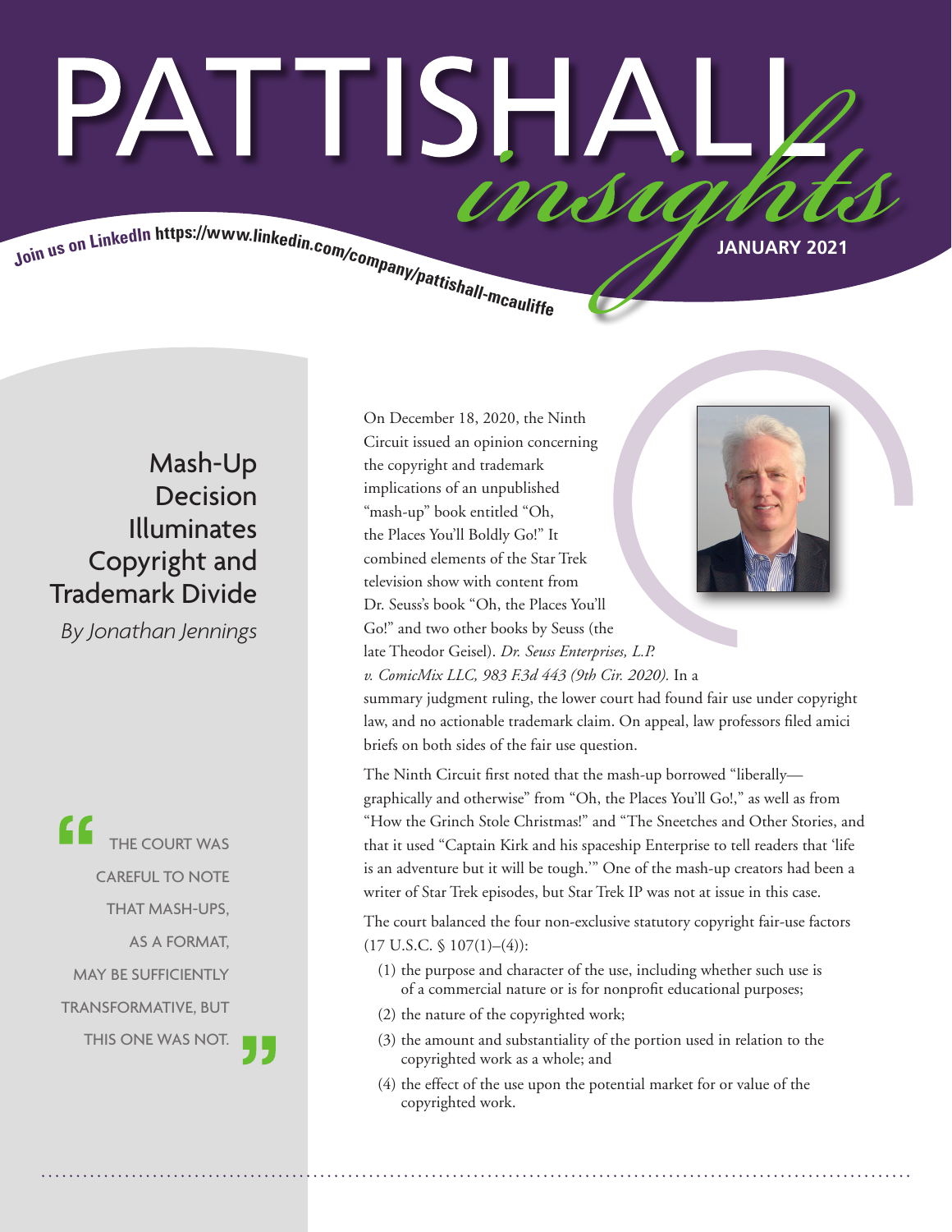# PATTISHALL *insights*

Join us on LinkedIn https://www.linkedin.com/company/pattishall-mcauliffe

JANUARY 2021

## Mash-Up Decision Illuminates Copyright and Trademark Divide

*By Jonathan Jennings*

> THE COURT WAS CAREFUL TO NOTE THAT MASH-UPS, AS A FORMAT, MAY BE SUFFICIENTLY TRANSFORMATIVE, BUT THIS ONE WAS NOT.

On December 18, 2020, the Ninth Circuit issued an opinion concerning the copyright and trademark implications of an unpublished "mash-up" book entitled "Oh, the Places You'll Boldly Go!" It combined elements of the Star Trek television show with content from Dr. Seuss's book "Oh, the Places You'll Go!" and two other books by Seuss (the late Theodor Geisel). *Dr. Seuss Enterprises, L.P. v. ComicMix LLC, 983 F.3d 443 (9th Cir. 2020).* In a summary judgment ruling, the lower court had found fair use under copyright law, and no actionable trademark claim. On appeal, law professors filed amici briefs on both sides of the fair use question.

The Ninth Circuit first noted that the mash-up borrowed "liberally—graphically and otherwise" from "Oh, the Places You'll Go!," as well as from "How the Grinch Stole Christmas!" and "The Sneetches and Other Stories, and that it used "Captain Kirk and his spaceship Enterprise to tell readers that 'life is an adventure but it will be tough.'" One of the mash-up creators had been a writer of Star Trek episodes, but Star Trek IP was not at issue in this case.

The court balanced the four non-exclusive statutory copyright fair-use factors (17 U.S.C. § 107(1)–(4)):

(1) the purpose and character of the use, including whether such use is of a commercial nature or is for nonprofit educational purposes;

(2) the nature of the copyrighted work;

(3) the amount and substantiality of the portion used in relation to the copyrighted work as a whole; and

(4) the effect of the use upon the potential market for or value of the copyrighted work.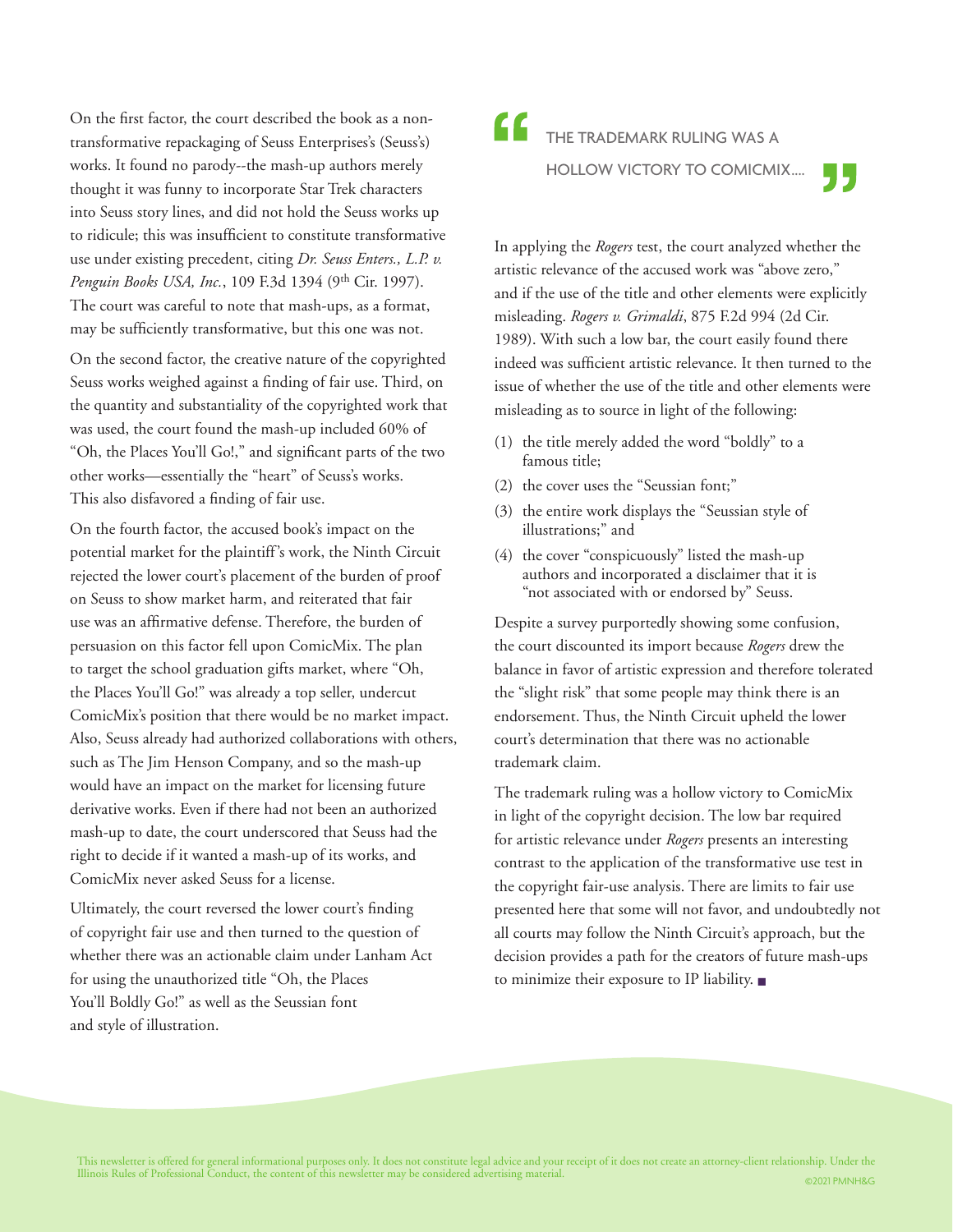On the first factor, the court described the book as a non-transformative repackaging of Seuss Enterprises's (Seuss's) works. It found no parody--the mash-up authors merely thought it was funny to incorporate Star Trek characters into Seuss story lines, and did not hold the Seuss works up to ridicule; this was insufficient to constitute transformative use under existing precedent, citing *Dr. Seuss Enters., L.P. v. Penguin Books USA, Inc.*, 109 F.3d 1394 (9th Cir. 1997). The court was careful to note that mash-ups, as a format, may be sufficiently transformative, but this one was not.

On the second factor, the creative nature of the copyrighted Seuss works weighed against a finding of fair use. Third, on the quantity and substantiality of the copyrighted work that was used, the court found the mash-up included 60% of "Oh, the Places You'll Go!," and significant parts of the two other works—essentially the "heart" of Seuss's works. This also disfavored a finding of fair use.

On the fourth factor, the accused book's impact on the potential market for the plaintiff's work, the Ninth Circuit rejected the lower court's placement of the burden of proof on Seuss to show market harm, and reiterated that fair use was an affirmative defense. Therefore, the burden of persuasion on this factor fell upon ComicMix. The plan to target the school graduation gifts market, where "Oh, the Places You'll Go!" was already a top seller, undercut ComicMix's position that there would be no market impact. Also, Seuss already had authorized collaborations with others, such as The Jim Henson Company, and so the mash-up would have an impact on the market for licensing future derivative works. Even if there had not been an authorized mash-up to date, the court underscored that Seuss had the right to decide if it wanted a mash-up of its works, and ComicMix never asked Seuss for a license.

Ultimately, the court reversed the lower court's finding of copyright fair use and then turned to the question of whether there was an actionable claim under Lanham Act for using the unauthorized title "Oh, the Places You'll Boldly Go!" as well as the Seussian font and style of illustration.

> THE TRADEMARK RULING WAS A HOLLOW VICTORY TO COMICMIX....

In applying the *Rogers* test, the court analyzed whether the artistic relevance of the accused work was "above zero," and if the use of the title and other elements were explicitly misleading. *Rogers v. Grimaldi*, 875 F.2d 994 (2d Cir. 1989). With such a low bar, the court easily found there indeed was sufficient artistic relevance. It then turned to the issue of whether the use of the title and other elements were misleading as to source in light of the following:

(1) the title merely added the word "boldly" to a famous title;
(2) the cover uses the "Seussian font;"
(3) the entire work displays the "Seussian style of illustrations;" and
(4) the cover "conspicuously" listed the mash-up authors and incorporated a disclaimer that it is "not associated with or endorsed by" Seuss.

Despite a survey purportedly showing some confusion, the court discounted its import because *Rogers* drew the balance in favor of artistic expression and therefore tolerated the "slight risk" that some people may think there is an endorsement. Thus, the Ninth Circuit upheld the lower court's determination that there was no actionable trademark claim.

The trademark ruling was a hollow victory to ComicMix in light of the copyright decision. The low bar required for artistic relevance under *Rogers* presents an interesting contrast to the application of the transformative use test in the copyright fair-use analysis. There are limits to fair use presented here that some will not favor, and undoubtedly not all courts may follow the Ninth Circuit's approach, but the decision provides a path for the creators of future mash-ups to minimize their exposure to IP liability. ■

This newsletter is offered for general informational purposes only. It does not constitute legal advice and your receipt of it does not create an attorney-client relationship. Under the Illinois Rules of Professional Conduct, the content of this newsletter may be considered advertising material.

©2021 PMNH&G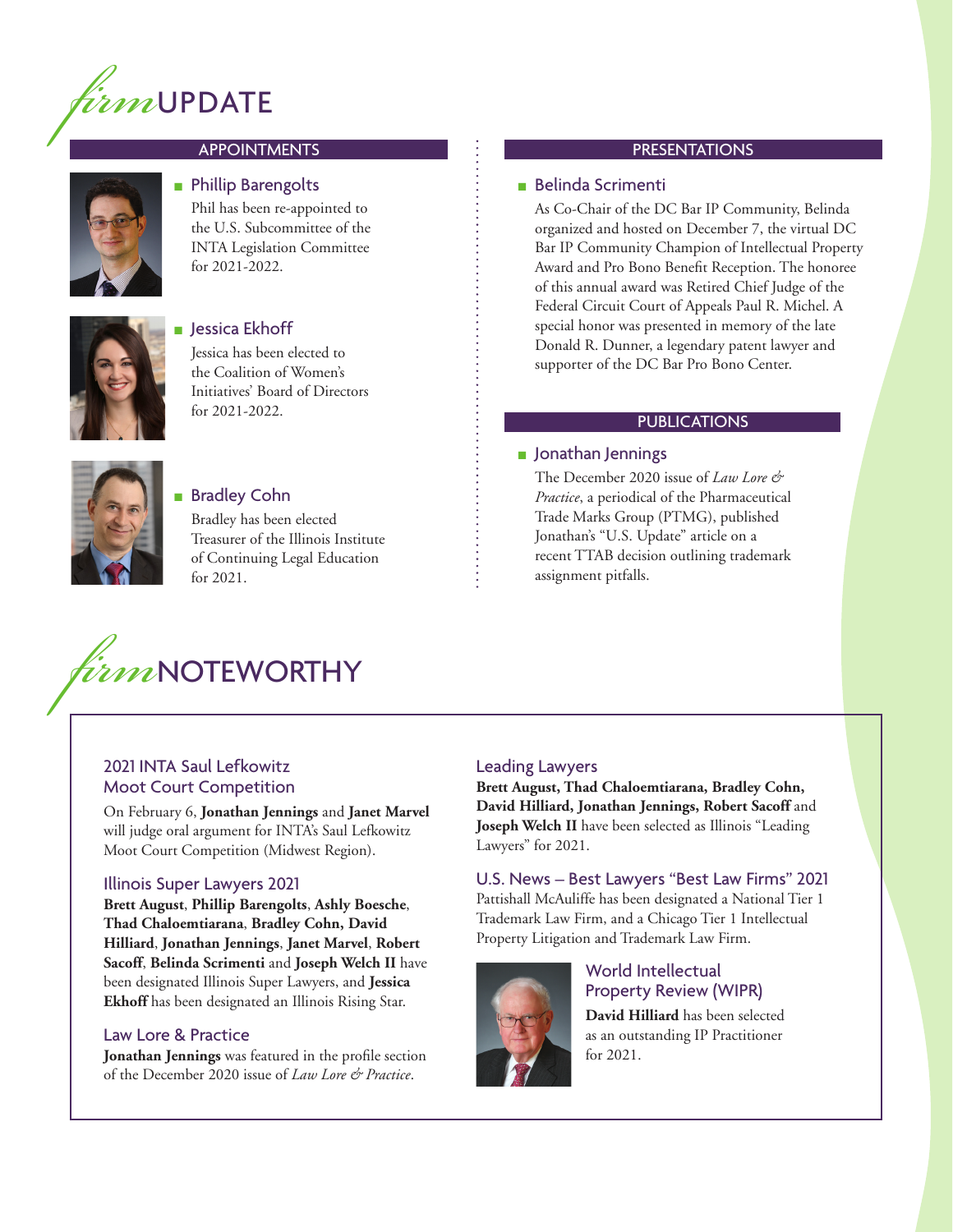# *firm*UPDATE

## APPOINTMENTS

### ■ Phillip Barengolts

Phil has been re-appointed to the U.S. Subcommittee of the INTA Legislation Committee for 2021-2022.

### ■ Jessica Ekhoff

Jessica has been elected to the Coalition of Women's Initiatives' Board of Directors for 2021-2022.

### ■ Bradley Cohn

Bradley has been elected Treasurer of the Illinois Institute of Continuing Legal Education for 2021.

## PRESENTATIONS

### ■ Belinda Scrimenti

As Co-Chair of the DC Bar IP Community, Belinda organized and hosted on December 7, the virtual DC Bar IP Community Champion of Intellectual Property Award and Pro Bono Benefit Reception. The honoree of this annual award was Retired Chief Judge of the Federal Circuit Court of Appeals Paul R. Michel. A special honor was presented in memory of the late Donald R. Dunner, a legendary patent lawyer and supporter of the DC Bar Pro Bono Center.

## PUBLICATIONS

### ■ Jonathan Jennings

The December 2020 issue of *Law Lore & Practice*, a periodical of the Pharmaceutical Trade Marks Group (PTMG), published Jonathan's "U.S. Update" article on a recent TTAB decision outlining trademark assignment pitfalls.

# *firm*NOTEWORTHY

### 2021 INTA Saul Lefkowitz Moot Court Competition

On February 6, **Jonathan Jennings** and **Janet Marvel** will judge oral argument for INTA's Saul Lefkowitz Moot Court Competition (Midwest Region).

### Illinois Super Lawyers 2021

**Brett August**, **Phillip Barengolts**, **Ashly Boesche**, **Thad Chaloemtiarana**, **Bradley Cohn, David Hilliard**, **Jonathan Jennings**, **Janet Marvel**, **Robert Sacoff**, **Belinda Scrimenti** and **Joseph Welch II** have been designated Illinois Super Lawyers, and **Jessica Ekhoff** has been designated an Illinois Rising Star.

### Law Lore & Practice

**Jonathan Jennings** was featured in the profile section of the December 2020 issue of *Law Lore & Practice*.

### Leading Lawyers

**Brett August, Thad Chaloemtiarana, Bradley Cohn, David Hilliard, Jonathan Jennings, Robert Sacoff** and **Joseph Welch II** have been selected as Illinois "Leading Lawyers" for 2021.

### U.S. News – Best Lawyers "Best Law Firms" 2021

Pattishall McAuliffe has been designated a National Tier 1 Trademark Law Firm, and a Chicago Tier 1 Intellectual Property Litigation and Trademark Law Firm.

### World Intellectual Property Review (WIPR)

**David Hilliard** has been selected as an outstanding IP Practitioner for 2021.